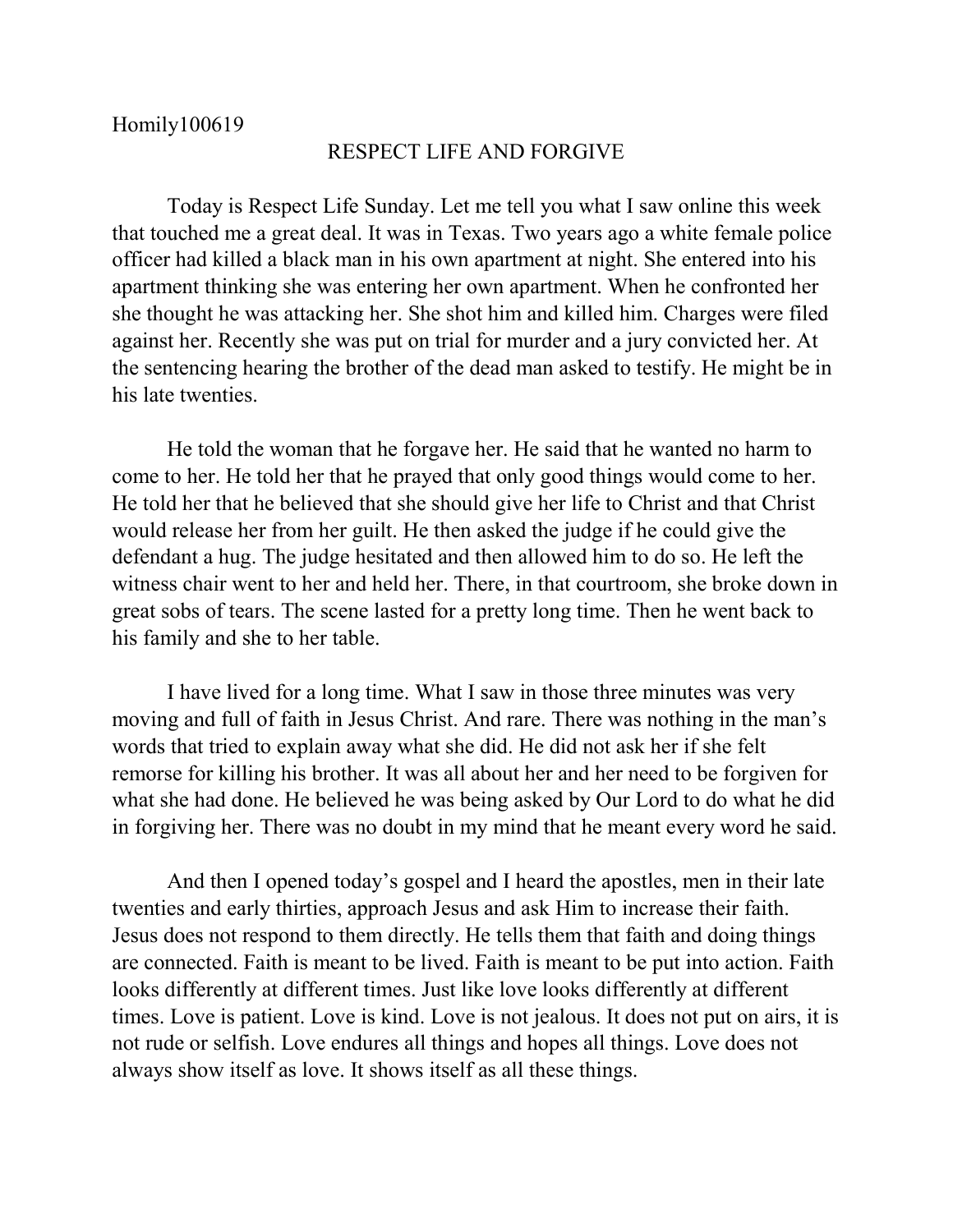Homily100619

# RESPECT LIFE AND FORGIVE

Today is Respect Life Sunday. Let me tell you what I saw online this week that touched me a great deal. It was in Texas. Two years ago a white female police officer had killed a black man in his own apartment at night. She entered into his apartment thinking she was entering her own apartment. When he confronted her she thought he was attacking her. She shot him and killed him. Charges were filed against her. Recently she was put on trial for murder and a jury convicted her. At the sentencing hearing the brother of the dead man asked to testify. He might be in his late twenties.

He told the woman that he forgave her. He said that he wanted no harm to come to her. He told her that he prayed that only good things would come to her. He told her that he believed that she should give her life to Christ and that Christ would release her from her guilt. He then asked the judge if he could give the defendant a hug. The judge hesitated and then allowed him to do so. He left the witness chair went to her and held her. There, in that courtroom, she broke down in great sobs of tears. The scene lasted for a pretty long time. Then he went back to his family and she to her table.

I have lived for a long time. What I saw in those three minutes was very moving and full of faith in Jesus Christ. And rare. There was nothing in the man's words that tried to explain away what she did. He did not ask her if she felt remorse for killing his brother. It was all about her and her need to be forgiven for what she had done. He believed he was being asked by Our Lord to do what he did in forgiving her. There was no doubt in my mind that he meant every word he said.

And then I opened today's gospel and I heard the apostles, men in their late twenties and early thirties, approach Jesus and ask Him to increase their faith. Jesus does not respond to them directly. He tells them that faith and doing things are connected. Faith is meant to be lived. Faith is meant to be put into action. Faith looks differently at different times. Just like love looks differently at different times. Love is patient. Love is kind. Love is not jealous. It does not put on airs, it is not rude or selfish. Love endures all things and hopes all things. Love does not always show itself as love. It shows itself as all these things.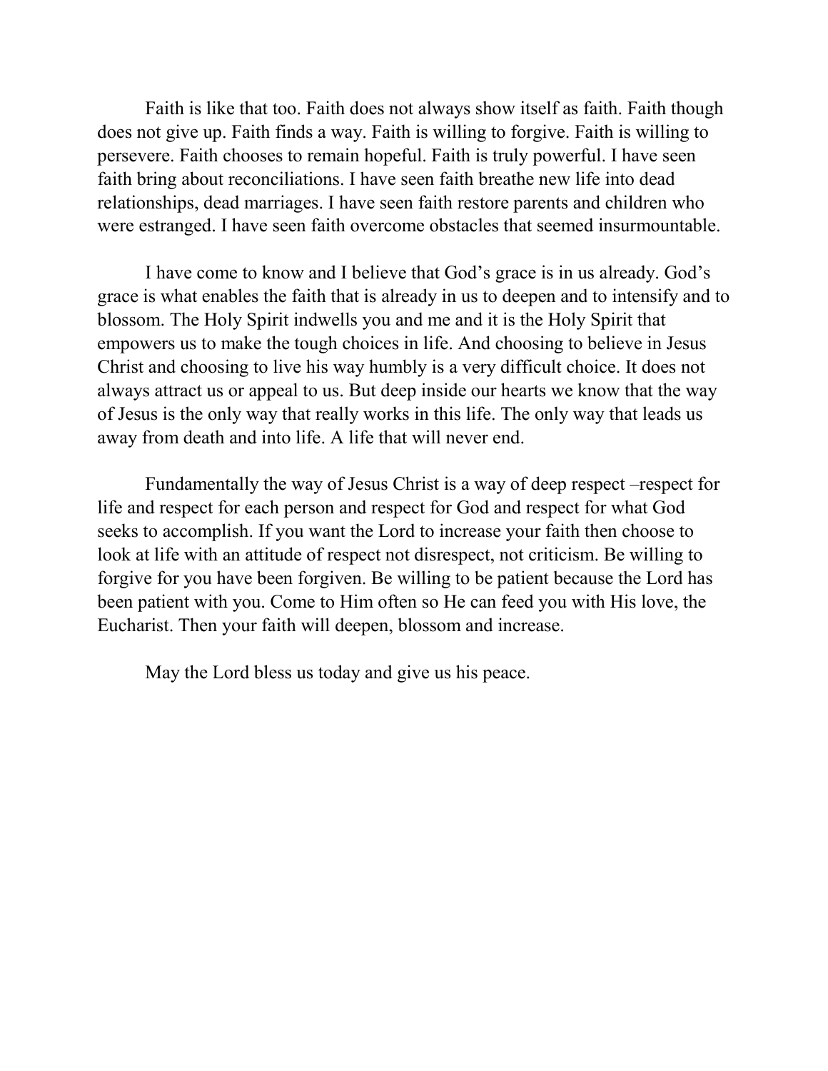Faith is like that too. Faith does not always show itself as faith. Faith though does not give up. Faith finds a way. Faith is willing to forgive. Faith is willing to persevere. Faith chooses to remain hopeful. Faith is truly powerful. I have seen faith bring about reconciliations. I have seen faith breathe new life into dead relationships, dead marriages. I have seen faith restore parents and children who were estranged. I have seen faith overcome obstacles that seemed insurmountable.

I have come to know and I believe that God's grace is in us already. God's grace is what enables the faith that is already in us to deepen and to intensify and to blossom. The Holy Spirit indwells you and me and it is the Holy Spirit that empowers us to make the tough choices in life. And choosing to believe in Jesus Christ and choosing to live his way humbly is a very difficult choice. It does not always attract us or appeal to us. But deep inside our hearts we know that the way of Jesus is the only way that really works in this life. The only way that leads us away from death and into life. A life that will never end.

Fundamentally the way of Jesus Christ is a way of deep respect –respect for life and respect for each person and respect for God and respect for what God seeks to accomplish. If you want the Lord to increase your faith then choose to look at life with an attitude of respect not disrespect, not criticism. Be willing to forgive for you have been forgiven. Be willing to be patient because the Lord has been patient with you. Come to Him often so He can feed you with His love, the Eucharist. Then your faith will deepen, blossom and increase.

May the Lord bless us today and give us his peace.